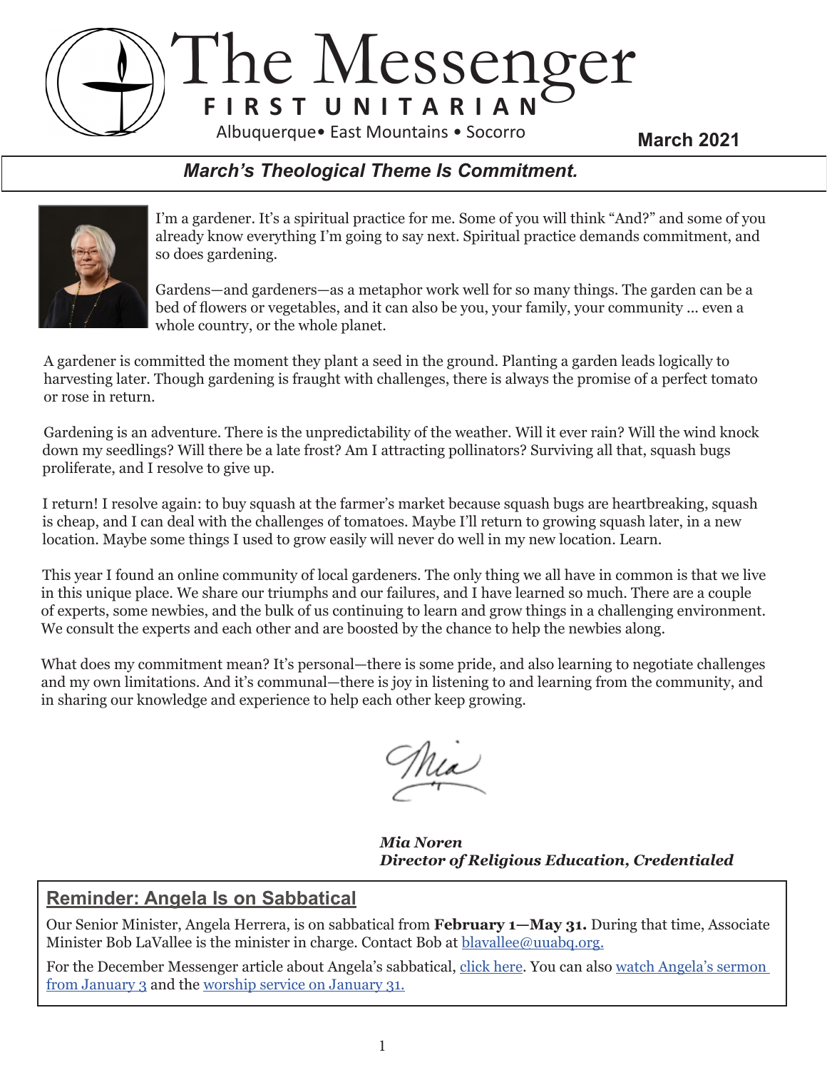# The Messenger

**FIRST UNITARIAN**

Albuquerque• East Mountains • Socorro

**March 2021**

## *March's Theological Theme Is Commitment.*

I'm a gardener. It's a spiritual practice for me. Some of you will think "And?" and some of you already know everything I'm going to say next. Spiritual practice demands commitment, and so does gardening.

Gardens—and gardeners—as a metaphor work well for so many things. The garden can be a bed of flowers or vegetables, and it can also be you, your family, your community ... even a whole country, or the whole planet.

A gardener is committed the moment they plant a seed in the ground. Planting a garden leads logically to harvesting later. Though gardening is fraught with challenges, there is always the promise of a perfect tomato or rose in return.

Gardening is an adventure. There is the unpredictability of the weather. Will it ever rain? Will the wind knock down my seedlings? Will there be a late frost? Am I attracting pollinators? Surviving all that, squash bugs proliferate, and I resolve to give up.

I return! I resolve again: to buy squash at the farmer's market because squash bugs are heartbreaking, squash is cheap, and I can deal with the challenges of tomatoes. Maybe I'll return to growing squash later, in a new location. Maybe some things I used to grow easily will never do well in my new location. Learn.

This year I found an online community of local gardeners. The only thing we all have in common is that we live in this unique place. We share our triumphs and our failures, and I have learned so much. There are a couple of experts, some newbies, and the bulk of us continuing to learn and grow things in a challenging environment. We consult the experts and each other and are boosted by the chance to help the newbies along.

What does my commitment mean? It's personal—there is some pride, and also learning to negotiate challenges and my own limitations. And it's communal—there is joy in listening to and learning from the community, and in sharing our knowledge and experience to help each other keep growing.

*Mia*

***Mia Noren***
***Director of Religious Education, Credentialed***

## Reminder: Angela Is on Sabbatical

Our Senior Minister, Angela Herrera, is on sabbatical from **February 1—May 31.** During that time, Associate Minister Bob LaVallee is the minister in charge. Contact Bob at blavallee@uuabq.org.

For the December Messenger article about Angela's sabbatical, click here. You can also watch Angela's sermon from January 3 and the worship service on January 31.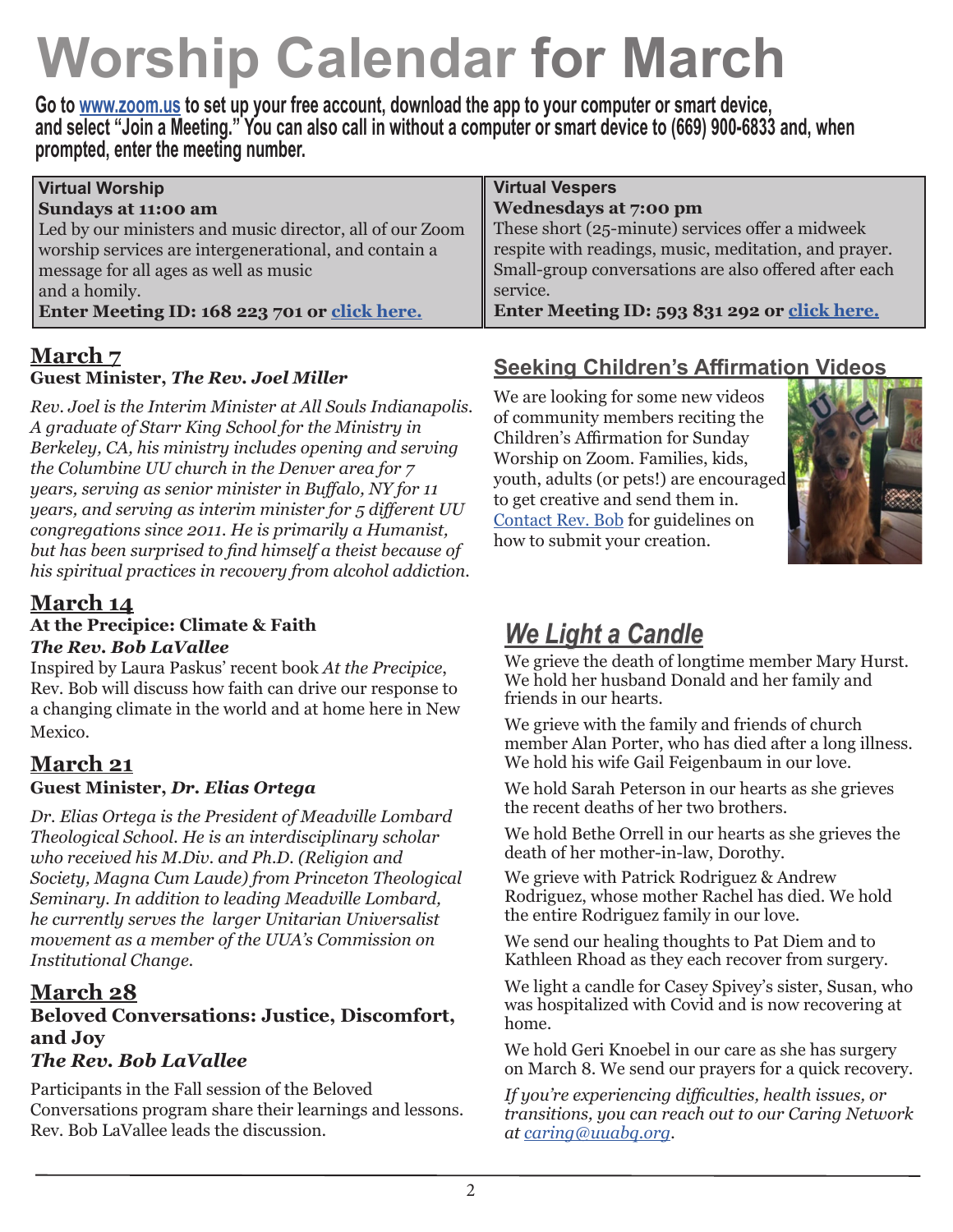# Worship Calendar for March

**Go to www.zoom.us to set up your free account, download the app to your computer or smart device, and select "Join a Meeting." You can also call in without a computer or smart device to (669) 900-6833 and, when prompted, enter the meeting number.**

| Virtual Worship | Virtual Vespers |
| --- | --- |
| **Sundays at 11:00 am** | **Wednesdays at 7:00 pm** |
| Led by our ministers and music director, all of our Zoom worship services are intergenerational, and contain a message for all ages as well as music and a homily. | These short (25-minute) services offer a midweek respite with readings, music, meditation, and prayer. Small-group conversations are also offered after each service. |
| **Enter Meeting ID: 168 223 701 or click here.** | **Enter Meeting ID: 593 831 292 or click here.** |

## March 7

**Guest Minister, *The Rev. Joel Miller***

*Rev. Joel is the Interim Minister at All Souls Indianapolis. A graduate of Starr King School for the Ministry in Berkeley, CA, his ministry includes opening and serving the Columbine UU church in the Denver area for 7 years, serving as senior minister in Buffalo, NY for 11 years, and serving as interim minister for 5 different UU congregations since 2011. He is primarily a Humanist, but has been surprised to find himself a theist because of his spiritual practices in recovery from alcohol addiction.*

## March 14

**At the Precipice: Climate & Faith**
***The Rev. Bob LaVallee***

Inspired by Laura Paskus' recent book *At the Precipice*, Rev. Bob will discuss how faith can drive our response to a changing climate in the world and at home here in New Mexico.

## March 21

**Guest Minister, *Dr. Elias Ortega***

*Dr. Elias Ortega is the President of Meadville Lombard Theological School. He is an interdisciplinary scholar who received his M.Div. and Ph.D. (Religion and Society, Magna Cum Laude) from Princeton Theological Seminary. In addition to leading Meadville Lombard, he currently serves the larger Unitarian Universalist movement as a member of the UUA's Commission on Institutional Change.*

## March 28

**Beloved Conversations: Justice, Discomfort, and Joy**
***The Rev. Bob LaVallee***

Participants in the Fall session of the Beloved Conversations program share their learnings and lessons. Rev. Bob LaVallee leads the discussion.

## Seeking Children's Affirmation Videos

We are looking for some new videos of community members reciting the Children's Affirmation for Sunday Worship on Zoom. Families, kids, youth, adults (or pets!) are encouraged to get creative and send them in. Contact Rev. Bob for guidelines on how to submit your creation.

## *We Light a Candle*

We grieve the death of longtime member Mary Hurst. We hold her husband Donald and her family and friends in our hearts.

We grieve with the family and friends of church member Alan Porter, who has died after a long illness. We hold his wife Gail Feigenbaum in our love.

We hold Sarah Peterson in our hearts as she grieves the recent deaths of her two brothers.

We hold Bethe Orrell in our hearts as she grieves the death of her mother-in-law, Dorothy.

We grieve with Patrick Rodriguez & Andrew Rodriguez, whose mother Rachel has died. We hold the entire Rodriguez family in our love.

We send our healing thoughts to Pat Diem and to Kathleen Rhoad as they each recover from surgery.

We light a candle for Casey Spivey's sister, Susan, who was hospitalized with Covid and is now recovering at home.

We hold Geri Knoebel in our care as she has surgery on March 8. We send our prayers for a quick recovery.

*If you're experiencing difficulties, health issues, or transitions, you can reach out to our Caring Network at caring@uuabq.org.*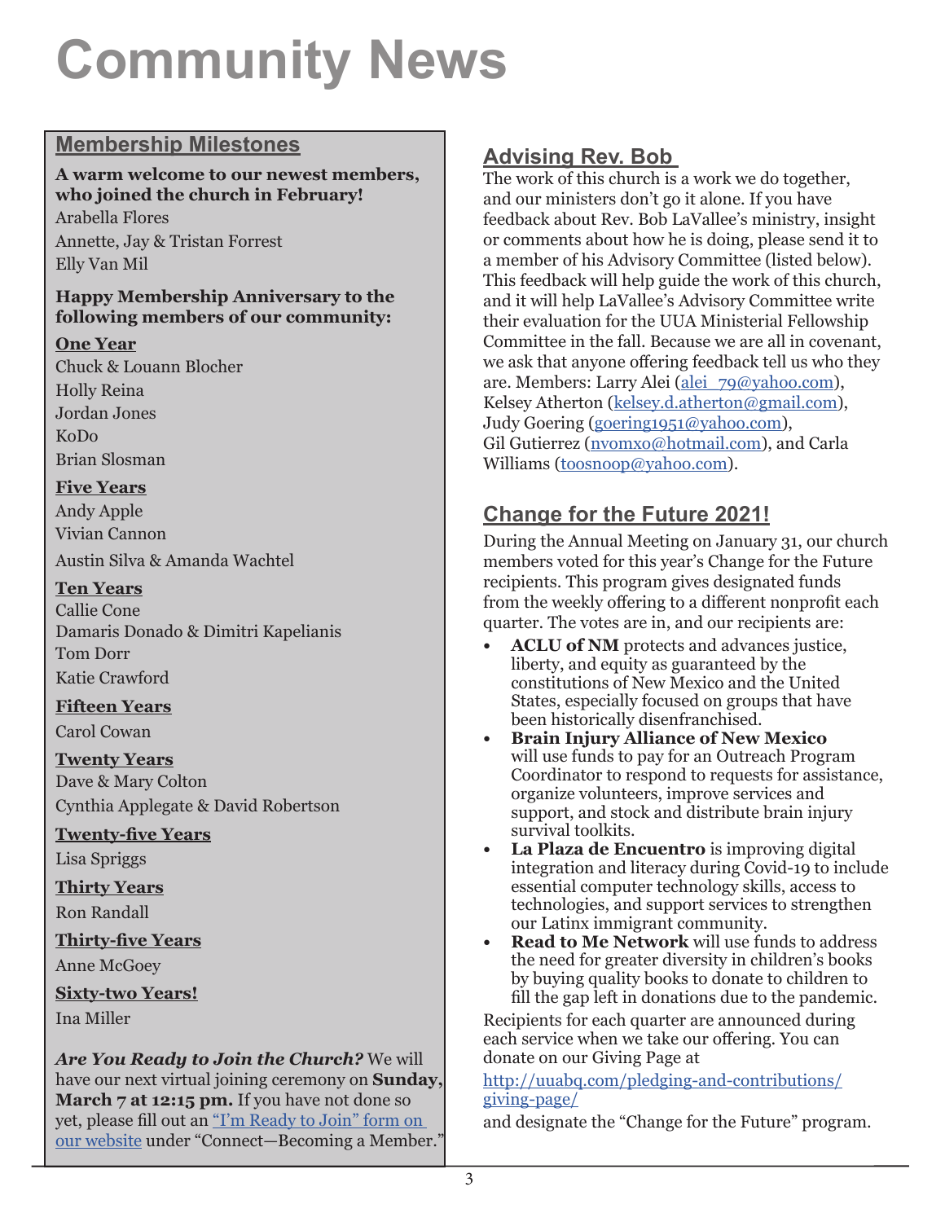# Community News

## Membership Milestones

**A warm welcome to our newest members, who joined the church in February!**

Arabella Flores
Annette, Jay & Tristan Forrest
Elly Van Mil

**Happy Membership Anniversary to the following members of our community:**

**One Year**

Chuck & Louann Blocher
Holly Reina
Jordan Jones
KoDo
Brian Slosman

**Five Years**

Andy Apple
Vivian Cannon
Austin Silva & Amanda Wachtel

**Ten Years**

Callie Cone
Damaris Donado & Dimitri Kapelianis
Tom Dorr
Katie Crawford

**Fifteen Years**

Carol Cowan

**Twenty Years**

Dave & Mary Colton
Cynthia Applegate & David Robertson

**Twenty-five Years**

Lisa Spriggs

**Thirty Years**

Ron Randall

**Thirty-five Years**

Anne McGoey

**Sixty-two Years!**

Ina Miller

***Are You Ready to Join the Church?*** We will have our next virtual joining ceremony on **Sunday, March 7 at 12:15 pm.** If you have not done so yet, please fill out an "I'm Ready to Join" form on our website under "Connect—Becoming a Member."

## Advising Rev. Bob

The work of this church is a work we do together, and our ministers don't go it alone. If you have feedback about Rev. Bob LaVallee's ministry, insight or comments about how he is doing, please send it to a member of his Advisory Committee (listed below). This feedback will help guide the work of this church, and it will help LaVallee's Advisory Committee write their evaluation for the UUA Ministerial Fellowship Committee in the fall. Because we are all in covenant, we ask that anyone offering feedback tell us who they are. Members: Larry Alei (alei_79@yahoo.com), Kelsey Atherton (kelsey.d.atherton@gmail.com), Judy Goering (goering1951@yahoo.com), Gil Gutierrez (nvomxo@hotmail.com), and Carla Williams (toosnoop@yahoo.com).

## Change for the Future 2021!

During the Annual Meeting on January 31, our church members voted for this year's Change for the Future recipients. This program gives designated funds from the weekly offering to a different nonprofit each quarter. The votes are in, and our recipients are:

- **ACLU of NM** protects and advances justice, liberty, and equity as guaranteed by the constitutions of New Mexico and the United States, especially focused on groups that have been historically disenfranchised.
- **Brain Injury Alliance of New Mexico** will use funds to pay for an Outreach Program Coordinator to respond to requests for assistance, organize volunteers, improve services and support, and stock and distribute brain injury survival toolkits.
- **La Plaza de Encuentro** is improving digital integration and literacy during Covid-19 to include essential computer technology skills, access to technologies, and support services to strengthen our Latinx immigrant community.
- **Read to Me Network** will use funds to address the need for greater diversity in children's books by buying quality books to donate to children to fill the gap left in donations due to the pandemic.

Recipients for each quarter are announced during each service when we take our offering. You can donate on our Giving Page at

http://uuabq.com/pledging-and-contributions/giving-page/

and designate the "Change for the Future" program.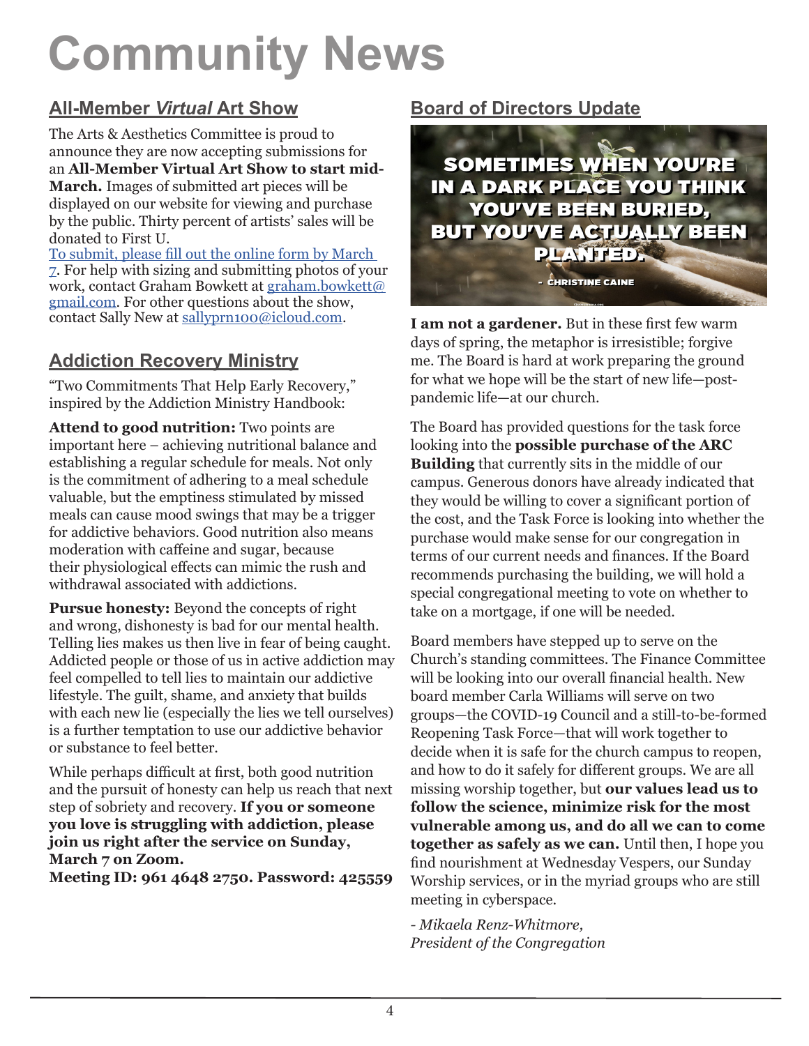# Community News

## All-Member *Virtual* Art Show

The Arts & Aesthetics Committee is proud to announce they are now accepting submissions for an **All-Member Virtual Art Show to start mid-March.** Images of submitted art pieces will be displayed on our website for viewing and purchase by the public. Thirty percent of artists' sales will be donated to First U.

To submit, please fill out the online form by March 7. For help with sizing and submitting photos of your work, contact Graham Bowkett at graham.bowkett@gmail.com. For other questions about the show, contact Sally New at sallyprn100@icloud.com.

## Addiction Recovery Ministry

"Two Commitments That Help Early Recovery," inspired by the Addiction Ministry Handbook:

**Attend to good nutrition:** Two points are important here – achieving nutritional balance and establishing a regular schedule for meals. Not only is the commitment of adhering to a meal schedule valuable, but the emptiness stimulated by missed meals can cause mood swings that may be a trigger for addictive behaviors. Good nutrition also means moderation with caffeine and sugar, because their physiological effects can mimic the rush and withdrawal associated with addictions.

**Pursue honesty:** Beyond the concepts of right and wrong, dishonesty is bad for our mental health. Telling lies makes us then live in fear of being caught. Addicted people or those of us in active addiction may feel compelled to tell lies to maintain our addictive lifestyle. The guilt, shame, and anxiety that builds with each new lie (especially the lies we tell ourselves) is a further temptation to use our addictive behavior or substance to feel better.

While perhaps difficult at first, both good nutrition and the pursuit of honesty can help us reach that next step of sobriety and recovery. **If you or someone you love is struggling with addiction, please join us right after the service on Sunday, March 7 on Zoom.**
**Meeting ID: 961 4648 2750. Password: 425559**

## Board of Directors Update

SOMETIMES WHEN YOU'RE IN A DARK PLACE YOU THINK YOU'VE BEEN BURIED, BUT YOU'VE ACTUALLY BEEN PLANTED.
- CHRISTINE CAINE

**I am not a gardener.** But in these first few warm days of spring, the metaphor is irresistible; forgive me. The Board is hard at work preparing the ground for what we hope will be the start of new life—post-pandemic life—at our church.

The Board has provided questions for the task force looking into the **possible purchase of the ARC Building** that currently sits in the middle of our campus. Generous donors have already indicated that they would be willing to cover a significant portion of the cost, and the Task Force is looking into whether the purchase would make sense for our congregation in terms of our current needs and finances. If the Board recommends purchasing the building, we will hold a special congregational meeting to vote on whether to take on a mortgage, if one will be needed.

Board members have stepped up to serve on the Church's standing committees. The Finance Committee will be looking into our overall financial health. New board member Carla Williams will serve on two groups—the COVID-19 Council and a still-to-be-formed Reopening Task Force—that will work together to decide when it is safe for the church campus to reopen, and how to do it safely for different groups. We are all missing worship together, but **our values lead us to follow the science, minimize risk for the most vulnerable among us, and do all we can to come together as safely as we can.** Until then, I hope you find nourishment at Wednesday Vespers, our Sunday Worship services, or in the myriad groups who are still meeting in cyberspace.

*- Mikaela Renz-Whitmore,*
*President of the Congregation*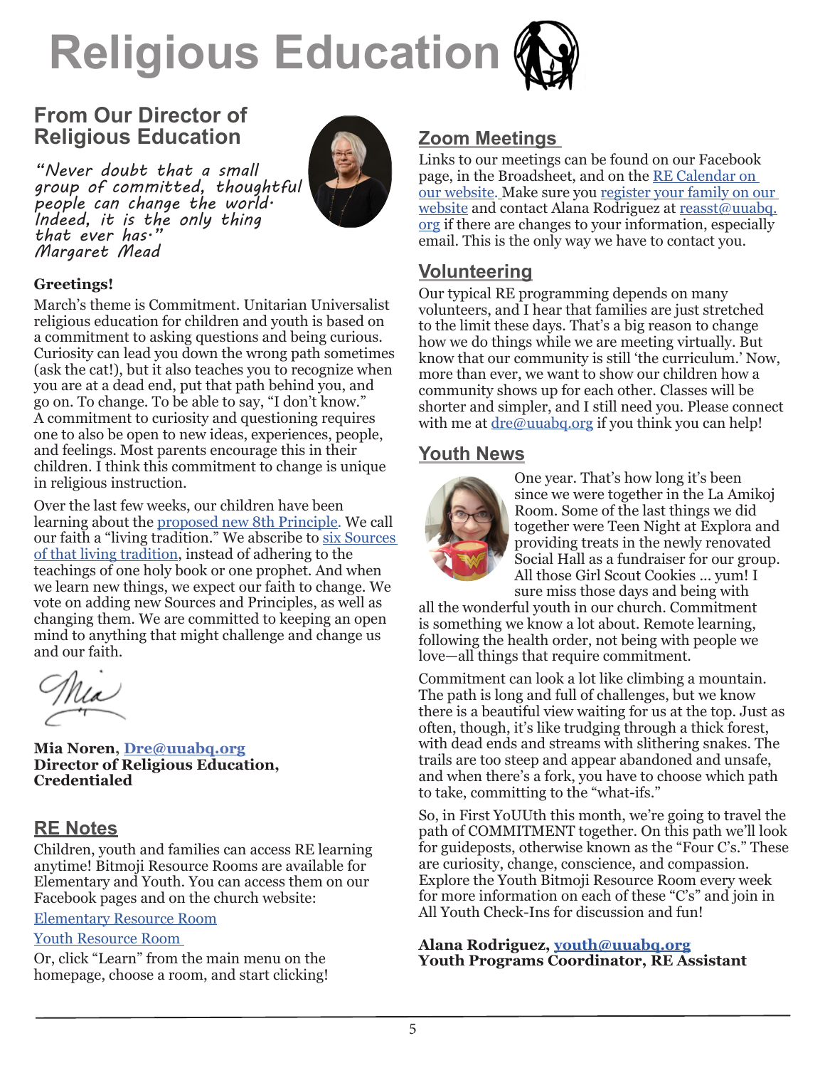# Religious Education

## From Our Director of Religious Education

*"Never doubt that a small group of committed, thoughtful people can change the world. Indeed, it is the only thing that ever has."*
*Margaret Mead*

**Greetings!**

March's theme is Commitment. Unitarian Universalist religious education for children and youth is based on a commitment to asking questions and being curious. Curiosity can lead you down the wrong path sometimes (ask the cat!), but it also teaches you to recognize when you are at a dead end, put that path behind you, and go on. To change. To be able to say, "I don't know." A commitment to curiosity and questioning requires one to also be open to new ideas, experiences, people, and feelings. Most parents encourage this in their children. I think this commitment to change is unique in religious instruction.

Over the last few weeks, our children have been learning about the proposed new 8th Principle. We call our faith a "living tradition." We abscribe to six Sources of that living tradition, instead of adhering to the teachings of one holy book or one prophet. And when we learn new things, we expect our faith to change. We vote on adding new Sources and Principles, as well as changing them. We are committed to keeping an open mind to anything that might challenge and change us and our faith.

Mia

**Mia Noren, Dre@uuabq.org**
**Director of Religious Education, Credentialed**

## RE Notes

Children, youth and families can access RE learning anytime! Bitmoji Resource Rooms are available for Elementary and Youth. You can access them on our Facebook pages and on the church website:

Elementary Resource Room

Youth Resource Room

Or, click "Learn" from the main menu on the homepage, choose a room, and start clicking!

## Zoom Meetings

Links to our meetings can be found on our Facebook page, in the Broadsheet, and on the RE Calendar on our website. Make sure you register your family on our website and contact Alana Rodriguez at reasst@uuabq.org if there are changes to your information, especially email. This is the only way we have to contact you.

## Volunteering

Our typical RE programming depends on many volunteers, and I hear that families are just stretched to the limit these days. That's a big reason to change how we do things while we are meeting virtually. But know that our community is still 'the curriculum.' Now, more than ever, we want to show our children how a community shows up for each other. Classes will be shorter and simpler, and I still need you. Please connect with me at dre@uuabq.org if you think you can help!

## Youth News

One year. That's how long it's been since we were together in the La Amikoj Room. Some of the last things we did together were Teen Night at Explora and providing treats in the newly renovated Social Hall as a fundraiser for our group. All those Girl Scout Cookies ... yum! I sure miss those days and being with all the wonderful youth in our church. Commitment is something we know a lot about. Remote learning, following the health order, not being with people we love—all things that require commitment.

Commitment can look a lot like climbing a mountain. The path is long and full of challenges, but we know there is a beautiful view waiting for us at the top. Just as often, though, it's like trudging through a thick forest, with dead ends and streams with slithering snakes. The trails are too steep and appear abandoned and unsafe, and when there's a fork, you have to choose which path to take, committing to the "what-ifs."

So, in First YoUUth this month, we're going to travel the path of COMMITMENT together. On this path we'll look for guideposts, otherwise known as the "Four C's." These are curiosity, change, conscience, and compassion. Explore the Youth Bitmoji Resource Room every week for more information on each of these "C's" and join in All Youth Check-Ins for discussion and fun!

**Alana Rodriguez, youth@uuabq.org**
**Youth Programs Coordinator, RE Assistant**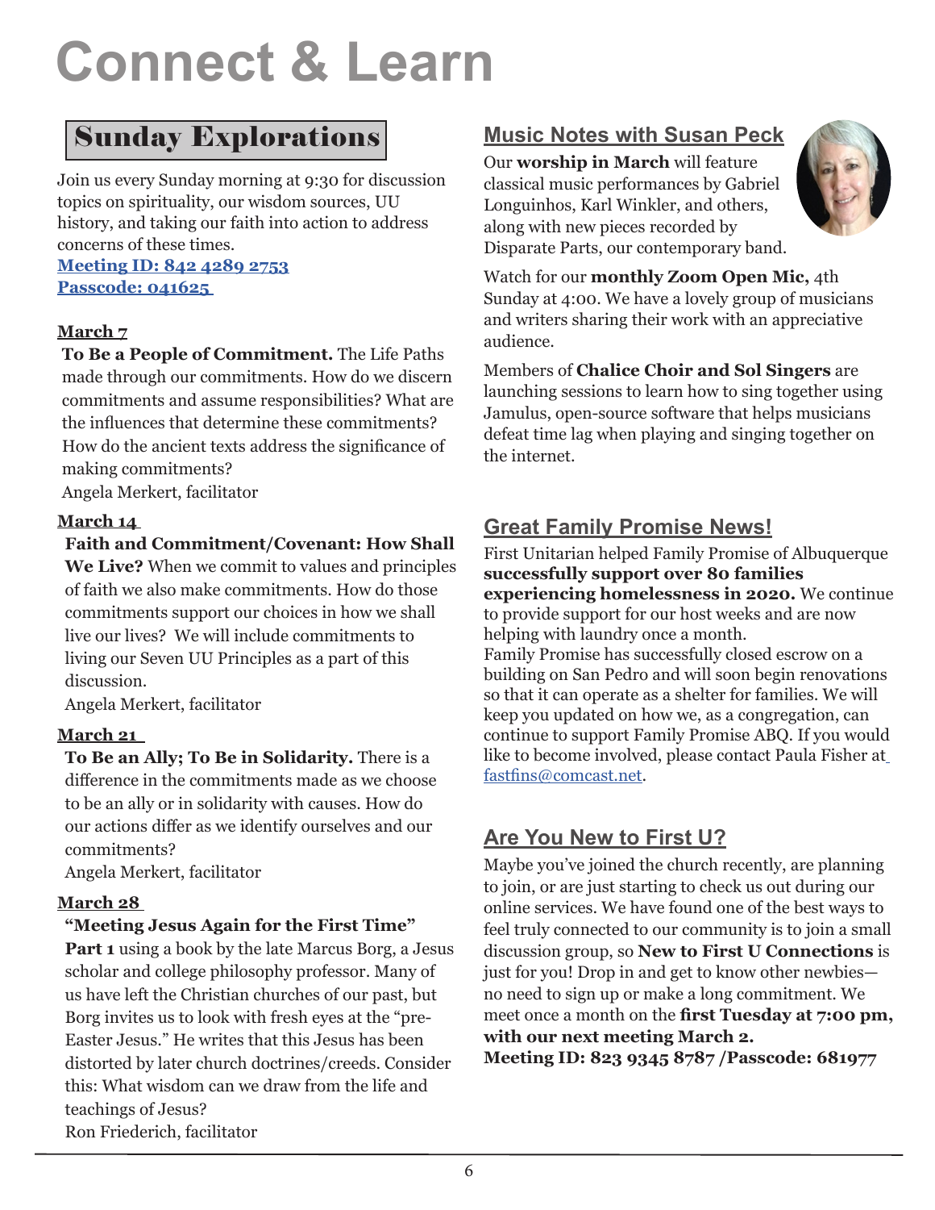# Connect & Learn

## Sunday Explorations

Join us every Sunday morning at 9:30 for discussion topics on spirituality, our wisdom sources, UU history, and taking our faith into action to address concerns of these times.

**Meeting ID: 842 4289 2753**
**Passcode: 041625**

**March 7**

**To Be a People of Commitment.** The Life Paths made through our commitments. How do we discern commitments and assume responsibilities? What are the influences that determine these commitments? How do the ancient texts address the significance of making commitments?
Angela Merkert, facilitator

**March 14**

**Faith and Commitment/Covenant: How Shall We Live?** When we commit to values and principles of faith we also make commitments. How do those commitments support our choices in how we shall live our lives? We will include commitments to living our Seven UU Principles as a part of this discussion.
Angela Merkert, facilitator

**March 21**

**To Be an Ally; To Be in Solidarity.** There is a difference in the commitments made as we choose to be an ally or in solidarity with causes. How do our actions differ as we identify ourselves and our commitments?
Angela Merkert, facilitator

**March 28**

**"Meeting Jesus Again for the First Time" Part 1** using a book by the late Marcus Borg, a Jesus scholar and college philosophy professor. Many of us have left the Christian churches of our past, but Borg invites us to look with fresh eyes at the "pre-Easter Jesus." He writes that this Jesus has been distorted by later church doctrines/creeds. Consider this: What wisdom can we draw from the life and teachings of Jesus?
Ron Friederich, facilitator

## Music Notes with Susan Peck

Our **worship in March** will feature classical music performances by Gabriel Longuinhos, Karl Winkler, and others, along with new pieces recorded by Disparate Parts, our contemporary band.

Watch for our **monthly Zoom Open Mic,** 4th Sunday at 4:00. We have a lovely group of musicians and writers sharing their work with an appreciative audience.

Members of **Chalice Choir and Sol Singers** are launching sessions to learn how to sing together using Jamulus, open-source software that helps musicians defeat time lag when playing and singing together on the internet.

## Great Family Promise News!

First Unitarian helped Family Promise of Albuquerque **successfully support over 80 families experiencing homelessness in 2020.** We continue to provide support for our host weeks and are now helping with laundry once a month.
Family Promise has successfully closed escrow on a building on San Pedro and will soon begin renovations so that it can operate as a shelter for families. We will keep you updated on how we, as a congregation, can continue to support Family Promise ABQ. If you would like to become involved, please contact Paula Fisher at fastfins@comcast.net.

## Are You New to First U?

Maybe you've joined the church recently, are planning to join, or are just starting to check us out during our online services. We have found one of the best ways to feel truly connected to our community is to join a small discussion group, so **New to First U Connections** is just for you! Drop in and get to know other newbies—no need to sign up or make a long commitment. We meet once a month on the **first Tuesday at 7:00 pm, with our next meeting March 2.**
**Meeting ID: 823 9345 8787 /Passcode: 681977**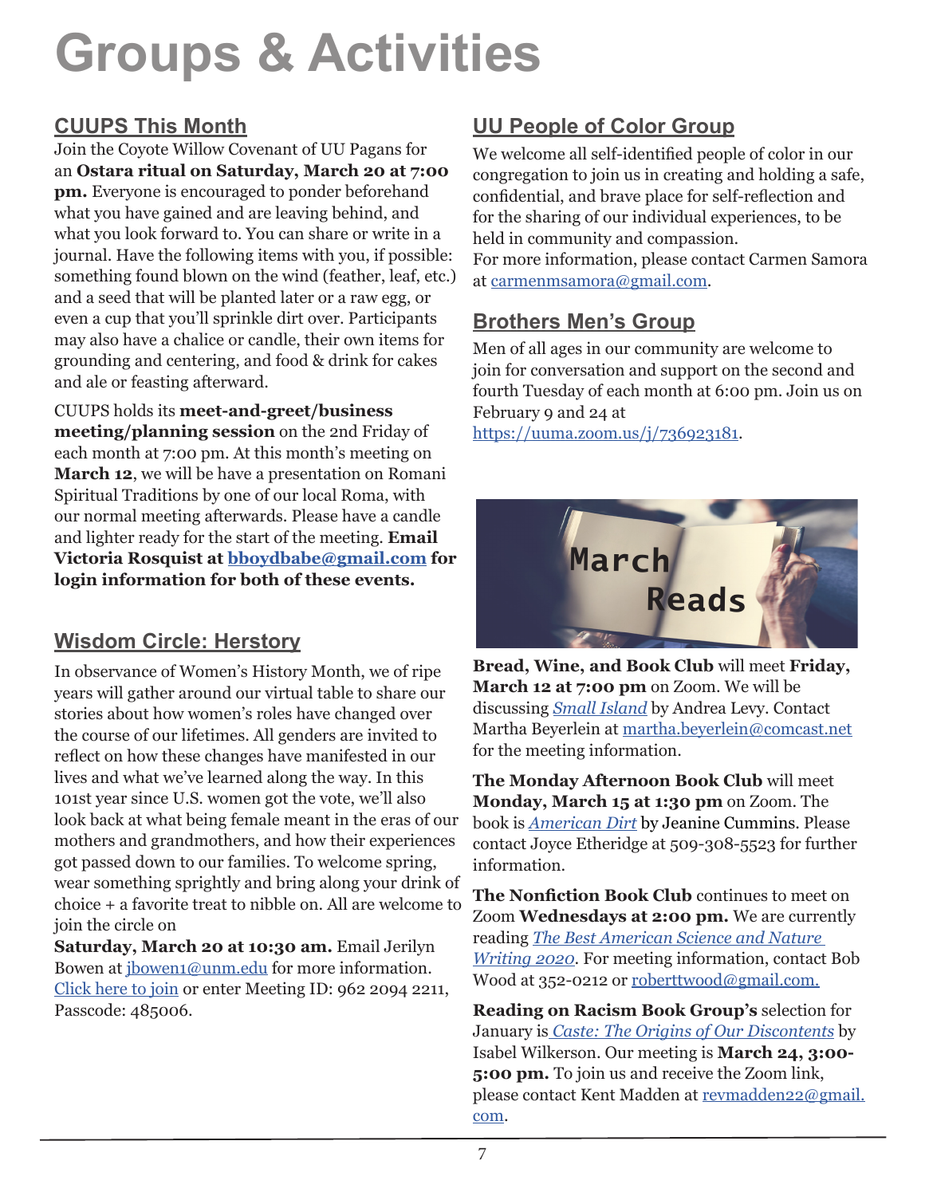# Groups & Activities

## CUUPS This Month

Join the Coyote Willow Covenant of UU Pagans for an **Ostara ritual on Saturday, March 20 at 7:00 pm.** Everyone is encouraged to ponder beforehand what you have gained and are leaving behind, and what you look forward to. You can share or write in a journal. Have the following items with you, if possible: something found blown on the wind (feather, leaf, etc.) and a seed that will be planted later or a raw egg, or even a cup that you'll sprinkle dirt over. Participants may also have a chalice or candle, their own items for grounding and centering, and food & drink for cakes and ale or feasting afterward.

CUUPS holds its **meet-and-greet/business meeting/planning session** on the 2nd Friday of each month at 7:00 pm. At this month's meeting on **March 12**, we will be have a presentation on Romani Spiritual Traditions by one of our local Roma, with our normal meeting afterwards. Please have a candle and lighter ready for the start of the meeting. **Email Victoria Rosquist at bboydbabe@gmail.com for login information for both of these events.**

## Wisdom Circle: Herstory

In observance of Women's History Month, we of ripe years will gather around our virtual table to share our stories about how women's roles have changed over the course of our lifetimes. All genders are invited to reflect on how these changes have manifested in our lives and what we've learned along the way. In this 101st year since U.S. women got the vote, we'll also look back at what being female meant in the eras of our mothers and grandmothers, and how their experiences got passed down to our families. To welcome spring, wear something sprightly and bring along your drink of choice + a favorite treat to nibble on. All are welcome to join the circle on **Saturday, March 20 at 10:30 am.** Email Jerilyn Bowen at jbowen1@unm.edu for more information. Click here to join or enter Meeting ID: 962 2094 2211, Passcode: 485006.

## UU People of Color Group

We welcome all self-identified people of color in our congregation to join us in creating and holding a safe, confidential, and brave place for self-reflection and for the sharing of our individual experiences, to be held in community and compassion.
For more information, please contact Carmen Samora at carmenmsamora@gmail.com.

## Brothers Men's Group

Men of all ages in our community are welcome to join for conversation and support on the second and fourth Tuesday of each month at 6:00 pm. Join us on February 9 and 24 at https://uuma.zoom.us/j/736923181.

**Bread, Wine, and Book Club** will meet **Friday, March 12 at 7:00 pm** on Zoom. We will be discussing *Small Island* by Andrea Levy. Contact Martha Beyerlein at martha.beyerlein@comcast.net for the meeting information.

**The Monday Afternoon Book Club** will meet **Monday, March 15 at 1:30 pm** on Zoom. The book is *American Dirt* by Jeanine Cummins. Please contact Joyce Etheridge at 509-308-5523 for further information.

**The Nonfiction Book Club** continues to meet on Zoom **Wednesdays at 2:00 pm.** We are currently reading *The Best American Science and Nature Writing 2020*. For meeting information, contact Bob Wood at 352-0212 or roberttwood@gmail.com.

**Reading on Racism Book Group's** selection for January is *Caste: The Origins of Our Discontents* by Isabel Wilkerson. Our meeting is **March 24, 3:00-5:00 pm.** To join us and receive the Zoom link, please contact Kent Madden at revmadden22@gmail.com.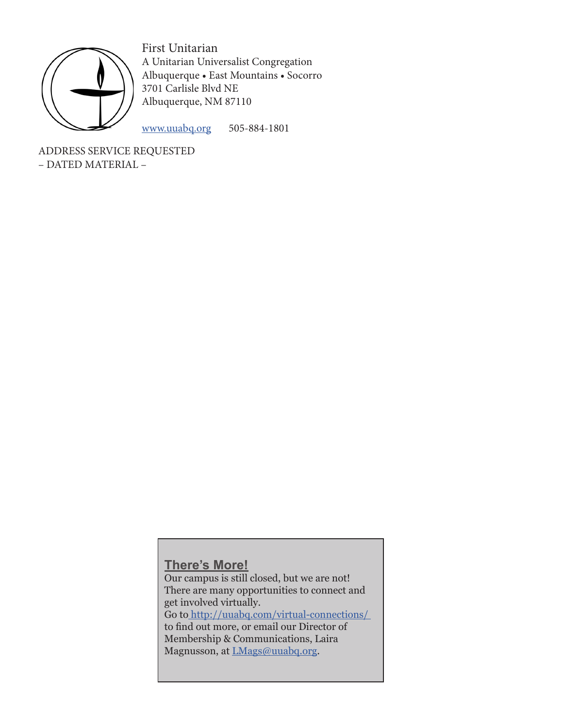First Unitarian
A Unitarian Universalist Congregation
Albuquerque • East Mountains • Socorro
3701 Carlisle Blvd NE
Albuquerque, NM 87110

www.uuabq.org 505-884-1801

ADDRESS SERVICE REQUESTED
– DATED MATERIAL –

## There's More!

Our campus is still closed, but we are not! There are many opportunities to connect and get involved virtually.
Go to http://uuabq.com/virtual-connections/ to find out more, or email our Director of Membership & Communications, Laira Magnusson, at LMags@uuabq.org.